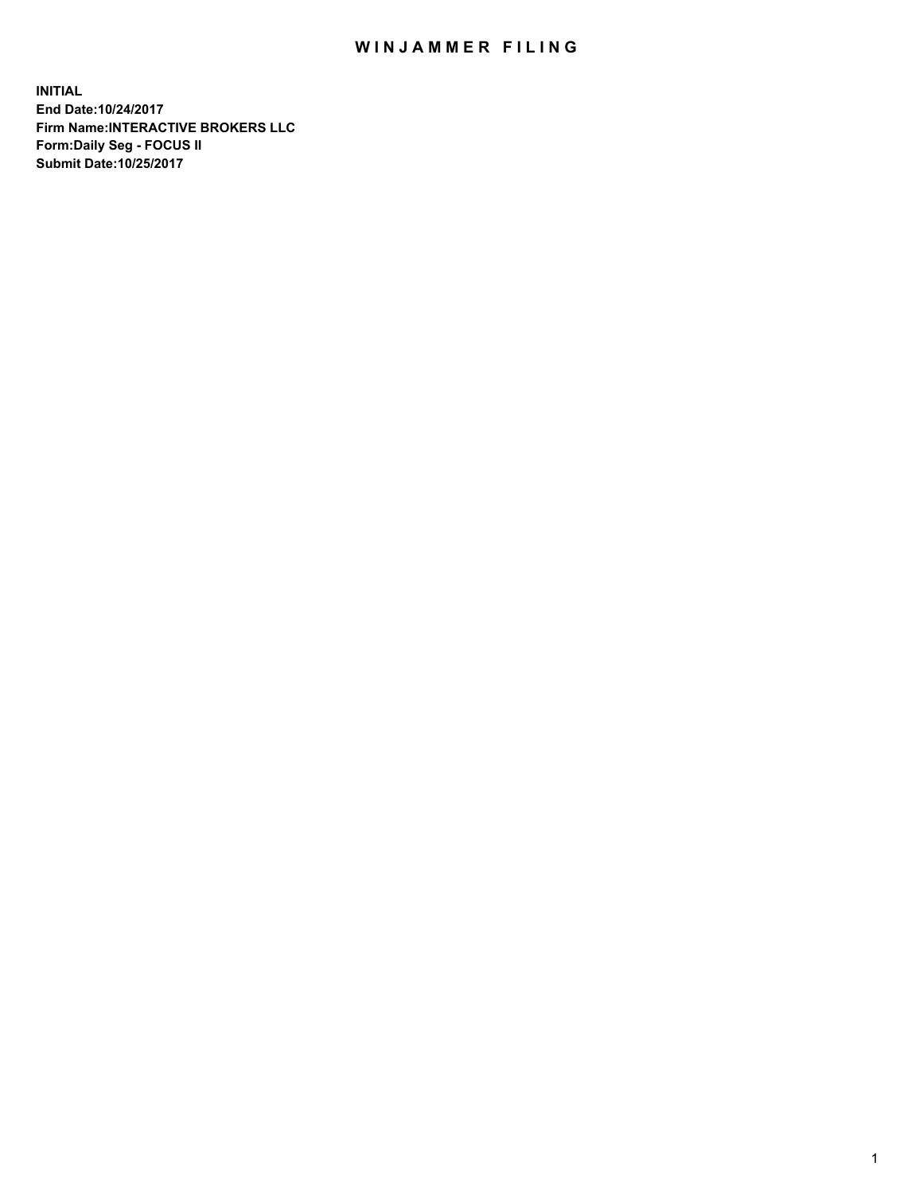# WINJAMMER FILING

**INITIAL**
**End Date:10/24/2017**
**Firm Name:INTERACTIVE BROKERS LLC**
**Form:Daily Seg - FOCUS II**
**Submit Date:10/25/2017**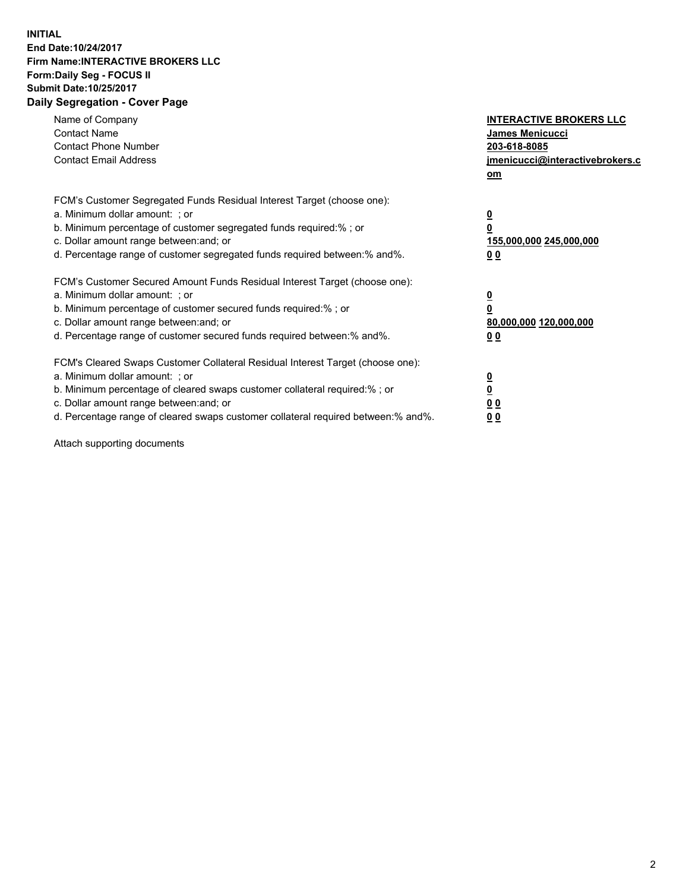**INITIAL**
**End Date:10/24/2017**
**Firm Name:INTERACTIVE BROKERS LLC**
**Form:Daily Seg - FOCUS II**
**Submit Date:10/25/2017**

## Daily Segregation - Cover Page

| | |
|---|---|
| Name of Company | **INTERACTIVE BROKERS LLC** |
| Contact Name | **James Menicucci** |
| Contact Phone Number | **203-618-8085** |
| Contact Email Address | **jmenicucci@interactivebrokers.com** |

FCM's Customer Segregated Funds Residual Interest Target (choose one):

| | |
|---|---|
| a. Minimum dollar amount: ; or | **0** |
| b. Minimum percentage of customer segregated funds required:% ; or | **0** |
| c. Dollar amount range between:and; or | **155,000,000 245,000,000** |
| d. Percentage range of customer segregated funds required between:% and%. | **0 0** |

FCM's Customer Secured Amount Funds Residual Interest Target (choose one):

| | |
|---|---|
| a. Minimum dollar amount: ; or | **0** |
| b. Minimum percentage of customer secured funds required:% ; or | **0** |
| c. Dollar amount range between:and; or | **80,000,000 120,000,000** |
| d. Percentage range of customer secured funds required between:% and%. | **0 0** |

FCM's Cleared Swaps Customer Collateral Residual Interest Target (choose one):

| | |
|---|---|
| a. Minimum dollar amount: ; or | **0** |
| b. Minimum percentage of cleared swaps customer collateral required:% ; or | **0** |
| c. Dollar amount range between:and; or | **0 0** |
| d. Percentage range of cleared swaps customer collateral required between:% and%. | **0 0** |

Attach supporting documents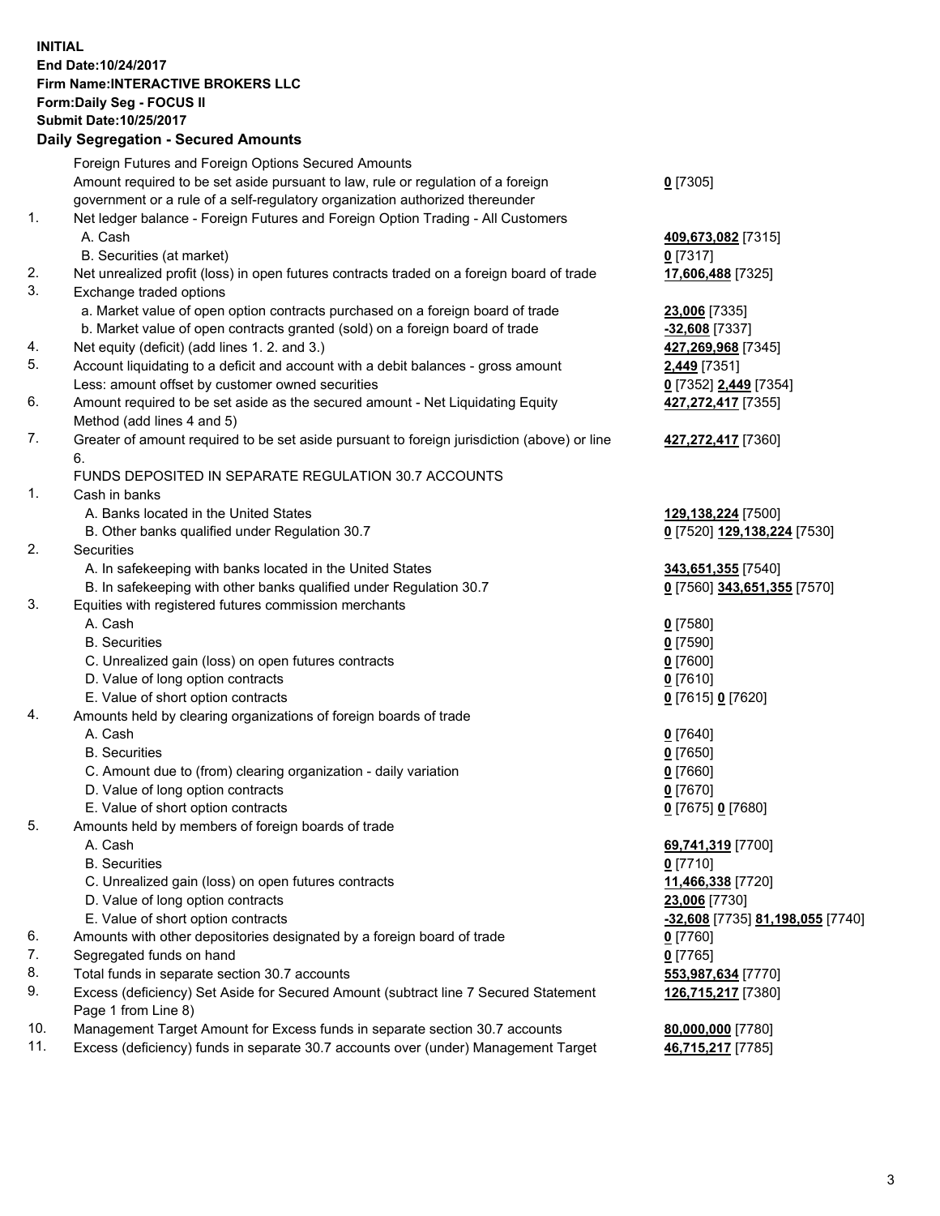**INITIAL**
**End Date:10/24/2017**
**Firm Name:INTERACTIVE BROKERS LLC**
**Form:Daily Seg - FOCUS II**
**Submit Date:10/25/2017**
**Daily Segregation - Secured Amounts**

| | | |
|---|---|---|
| | Foreign Futures and Foreign Options Secured Amounts | |
| | Amount required to be set aside pursuant to law, rule or regulation of a foreign government or a rule of a self-regulatory organization authorized thereunder | **0** [7305] |
| 1. | Net ledger balance - Foreign Futures and Foreign Option Trading - All Customers | |
| | A. Cash | **409,673,082** [7315] |
| | B. Securities (at market) | **0** [7317] |
| 2. | Net unrealized profit (loss) in open futures contracts traded on a foreign board of trade | **17,606,488** [7325] |
| 3. | Exchange traded options | |
| | a. Market value of open option contracts purchased on a foreign board of trade | **23,006** [7335] |
| | b. Market value of open contracts granted (sold) on a foreign board of trade | **-32,608** [7337] |
| 4. | Net equity (deficit) (add lines 1. 2. and 3.) | **427,269,968** [7345] |
| 5. | Account liquidating to a deficit and account with a debit balances - gross amount | **2,449** [7351] |
| | Less: amount offset by customer owned securities | **0** [7352] **2,449** [7354] |
| 6. | Amount required to be set aside as the secured amount - Net Liquidating Equity Method (add lines 4 and 5) | **427,272,417** [7355] |
| 7. | Greater of amount required to be set aside pursuant to foreign jurisdiction (above) or line 6. | **427,272,417** [7360] |
| | FUNDS DEPOSITED IN SEPARATE REGULATION 30.7 ACCOUNTS | |
| 1. | Cash in banks | |
| | A. Banks located in the United States | **129,138,224** [7500] |
| | B. Other banks qualified under Regulation 30.7 | **0** [7520] **129,138,224** [7530] |
| 2. | Securities | |
| | A. In safekeeping with banks located in the United States | **343,651,355** [7540] |
| | B. In safekeeping with other banks qualified under Regulation 30.7 | **0** [7560] **343,651,355** [7570] |
| 3. | Equities with registered futures commission merchants | |
| | A. Cash | **0** [7580] |
| | B. Securities | **0** [7590] |
| | C. Unrealized gain (loss) on open futures contracts | **0** [7600] |
| | D. Value of long option contracts | **0** [7610] |
| | E. Value of short option contracts | **0** [7615] **0** [7620] |
| 4. | Amounts held by clearing organizations of foreign boards of trade | |
| | A. Cash | **0** [7640] |
| | B. Securities | **0** [7650] |
| | C. Amount due to (from) clearing organization - daily variation | **0** [7660] |
| | D. Value of long option contracts | **0** [7670] |
| | E. Value of short option contracts | **0** [7675] **0** [7680] |
| 5. | Amounts held by members of foreign boards of trade | |
| | A. Cash | **69,741,319** [7700] |
| | B. Securities | **0** [7710] |
| | C. Unrealized gain (loss) on open futures contracts | **11,466,338** [7720] |
| | D. Value of long option contracts | **23,006** [7730] |
| | E. Value of short option contracts | **-32,608** [7735] **81,198,055** [7740] |
| 6. | Amounts with other depositories designated by a foreign board of trade | **0** [7760] |
| 7. | Segregated funds on hand | **0** [7765] |
| 8. | Total funds in separate section 30.7 accounts | **553,987,634** [7770] |
| 9. | Excess (deficiency) Set Aside for Secured Amount (subtract line 7 Secured Statement Page 1 from Line 8) | **126,715,217** [7380] |
| 10. | Management Target Amount for Excess funds in separate section 30.7 accounts | **80,000,000** [7780] |
| 11. | Excess (deficiency) funds in separate 30.7 accounts over (under) Management Target | **46,715,217** [7785] |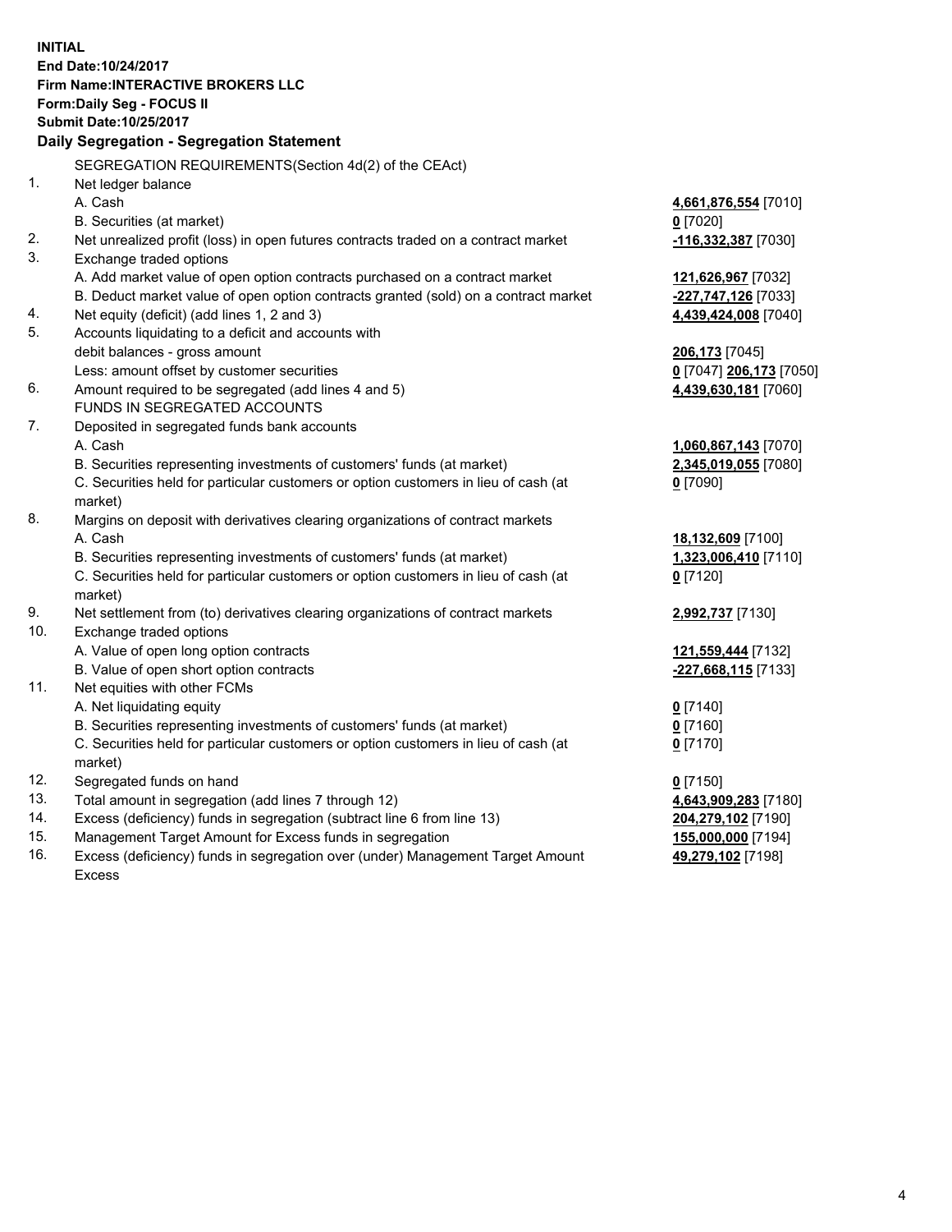**INITIAL**
**End Date:10/24/2017**
**Firm Name:INTERACTIVE BROKERS LLC**
**Form:Daily Seg - FOCUS II**
**Submit Date:10/25/2017**
**Daily Segregation - Segregation Statement**

SEGREGATION REQUIREMENTS(Section 4d(2) of the CEAct)

| | | |
|---|---|---|
| 1. | Net ledger balance | |
| | A. Cash | **4,661,876,554** [7010] |
| | B. Securities (at market) | **0** [7020] |
| 2. | Net unrealized profit (loss) in open futures contracts traded on a contract market | **-116,332,387** [7030] |
| 3. | Exchange traded options | |
| | A. Add market value of open option contracts purchased on a contract market | **121,626,967** [7032] |
| | B. Deduct market value of open option contracts granted (sold) on a contract market | **-227,747,126** [7033] |
| 4. | Net equity (deficit) (add lines 1, 2 and 3) | **4,439,424,008** [7040] |
| 5. | Accounts liquidating to a deficit and accounts with | |
| | debit balances - gross amount | **206,173** [7045] |
| | Less: amount offset by customer securities | **0** [7047] **206,173** [7050] |
| 6. | Amount required to be segregated (add lines 4 and 5) | **4,439,630,181** [7060] |
| | FUNDS IN SEGREGATED ACCOUNTS | |
| 7. | Deposited in segregated funds bank accounts | |
| | A. Cash | **1,060,867,143** [7070] |
| | B. Securities representing investments of customers' funds (at market) | **2,345,019,055** [7080] |
| | C. Securities held for particular customers or option customers in lieu of cash (at market) | **0** [7090] |
| 8. | Margins on deposit with derivatives clearing organizations of contract markets | |
| | A. Cash | **18,132,609** [7100] |
| | B. Securities representing investments of customers' funds (at market) | **1,323,006,410** [7110] |
| | C. Securities held for particular customers or option customers in lieu of cash (at market) | **0** [7120] |
| 9. | Net settlement from (to) derivatives clearing organizations of contract markets | **2,992,737** [7130] |
| 10. | Exchange traded options | |
| | A. Value of open long option contracts | **121,559,444** [7132] |
| | B. Value of open short option contracts | **-227,668,115** [7133] |
| 11. | Net equities with other FCMs | |
| | A. Net liquidating equity | **0** [7140] |
| | B. Securities representing investments of customers' funds (at market) | **0** [7160] |
| | C. Securities held for particular customers or option customers in lieu of cash (at market) | **0** [7170] |
| 12. | Segregated funds on hand | **0** [7150] |
| 13. | Total amount in segregation (add lines 7 through 12) | **4,643,909,283** [7180] |
| 14. | Excess (deficiency) funds in segregation (subtract line 6 from line 13) | **204,279,102** [7190] |
| 15. | Management Target Amount for Excess funds in segregation | **155,000,000** [7194] |
| 16. | Excess (deficiency) funds in segregation over (under) Management Target Amount Excess | **49,279,102** [7198] |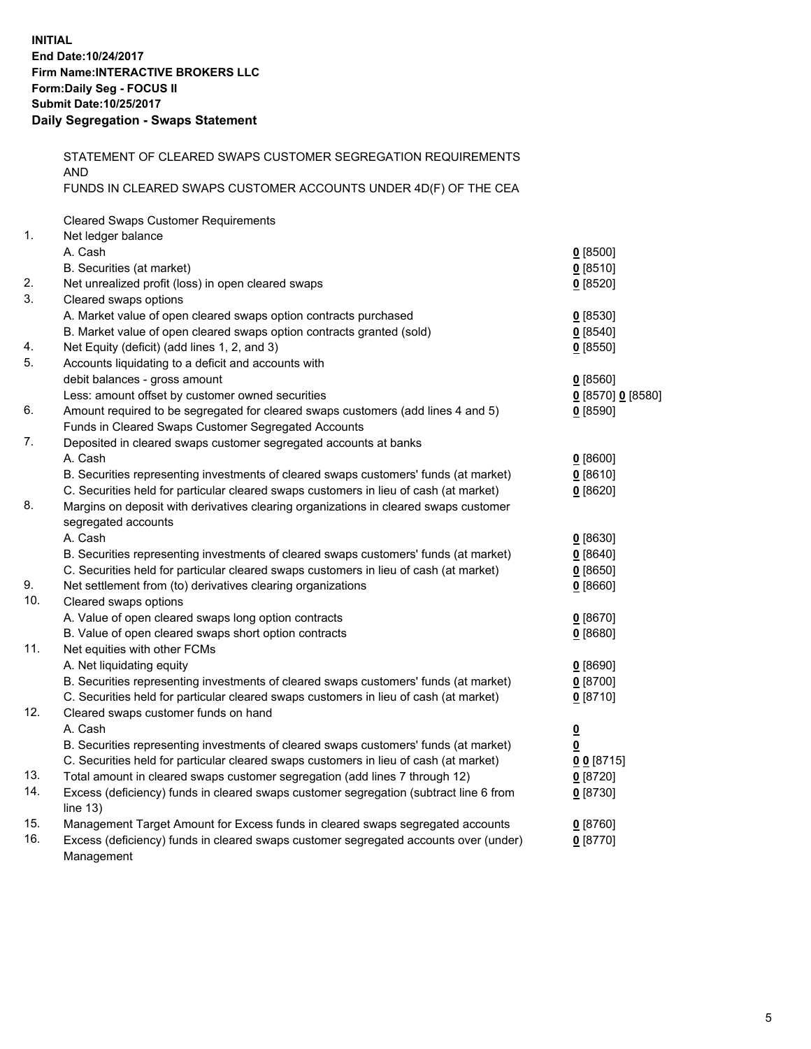**INITIAL**
**End Date:10/24/2017**
**Firm Name:INTERACTIVE BROKERS LLC**
**Form:Daily Seg - FOCUS II**
**Submit Date:10/25/2017**
**Daily Segregation - Swaps Statement**

STATEMENT OF CLEARED SWAPS CUSTOMER SEGREGATION REQUIREMENTS AND FUNDS IN CLEARED SWAPS CUSTOMER ACCOUNTS UNDER 4D(F) OF THE CEA

| | | |
|---|---|---|
| | Cleared Swaps Customer Requirements | |
| 1. | Net ledger balance | |
| | A. Cash | 0 [8500] |
| | B. Securities (at market) | 0 [8510] |
| 2. | Net unrealized profit (loss) in open cleared swaps | 0 [8520] |
| 3. | Cleared swaps options | |
| | A. Market value of open cleared swaps option contracts purchased | 0 [8530] |
| | B. Market value of open cleared swaps option contracts granted (sold) | 0 [8540] |
| 4. | Net Equity (deficit) (add lines 1, 2, and 3) | 0 [8550] |
| 5. | Accounts liquidating to a deficit and accounts with debit balances - gross amount | 0 [8560] |
| | Less: amount offset by customer owned securities | 0 [8570] 0 [8580] |
| 6. | Amount required to be segregated for cleared swaps customers (add lines 4 and 5) | 0 [8590] |
| | Funds in Cleared Swaps Customer Segregated Accounts | |
| 7. | Deposited in cleared swaps customer segregated accounts at banks | |
| | A. Cash | 0 [8600] |
| | B. Securities representing investments of cleared swaps customers' funds (at market) | 0 [8610] |
| | C. Securities held for particular cleared swaps customers in lieu of cash (at market) | 0 [8620] |
| 8. | Margins on deposit with derivatives clearing organizations in cleared swaps customer segregated accounts | |
| | A. Cash | 0 [8630] |
| | B. Securities representing investments of cleared swaps customers' funds (at market) | 0 [8640] |
| | C. Securities held for particular cleared swaps customers in lieu of cash (at market) | 0 [8650] |
| 9. | Net settlement from (to) derivatives clearing organizations | 0 [8660] |
| 10. | Cleared swaps options | |
| | A. Value of open cleared swaps long option contracts | 0 [8670] |
| | B. Value of open cleared swaps short option contracts | 0 [8680] |
| 11. | Net equities with other FCMs | |
| | A. Net liquidating equity | 0 [8690] |
| | B. Securities representing investments of cleared swaps customers' funds (at market) | 0 [8700] |
| | C. Securities held for particular cleared swaps customers in lieu of cash (at market) | 0 [8710] |
| 12. | Cleared swaps customer funds on hand | |
| | A. Cash | 0 |
| | B. Securities representing investments of cleared swaps customers' funds (at market) | 0 |
| | C. Securities held for particular cleared swaps customers in lieu of cash (at market) | 0 0 [8715] |
| 13. | Total amount in cleared swaps customer segregation (add lines 7 through 12) | 0 [8720] |
| 14. | Excess (deficiency) funds in cleared swaps customer segregation (subtract line 6 from line 13) | 0 [8730] |
| 15. | Management Target Amount for Excess funds in cleared swaps segregated accounts | 0 [8760] |
| 16. | Excess (deficiency) funds in cleared swaps customer segregated accounts over (under) Management | 0 [8770] |